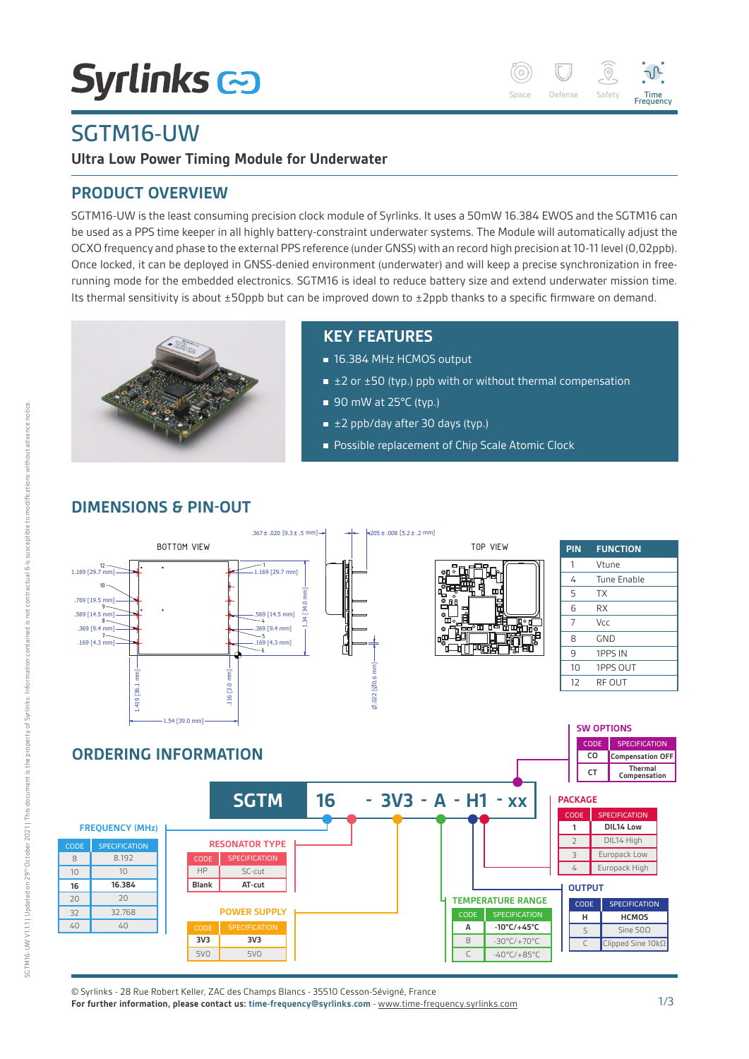# SGTM16-UW

## Ultra Low Power Timing Module for Underwater

## PRODUCT OVERVIEW

SGTM16-UW is the least consuming precision clock module of Syrlinks. It uses a 50mW 16.384 EWOS and the SGTM16 can be used as a PPS time keeper in all highly battery-constraint underwater systems. The Module will automatically adjust the OCXO frequency and phase to the external PPS reference (under GNSS) with an record high precision at 10-11 level (0,02ppb). Once locked, it can be deployed in GNSS-denied environment (underwater) and will keep a precise synchronization in free-running mode for the embedded electronics. SGTM16 is ideal to reduce battery size and extend underwater mission time. Its thermal sensitivity is about ±50ppb but can be improved down to ±2ppb thanks to a specific firmware on demand.

## KEY FEATURES

- 16.384 MHz HCMOS output
- ±2 or ±50 (typ.) ppb with or without thermal compensation
- 90 mW at 25°C (typ.)
- ±2 ppb/day after 30 days (typ.)
- Possible replacement of Chip Scale Atomic Clock

## DIMENSIONS & PIN-OUT

BOTTOM VIEW

TOP VIEW

.367 ± .020 [9.3 ± .5 mm]

.205 ± .008 [5.2 ± .2 mm]

1.169 [29.7 mm]

.769 [19.5 mm]

.569 [14.5 mm]

.369 [9.4 mm]

.169 [4.3 mm]

1.34 [34.0 mm]

1.419 [36.1 mm]

.116 [3.0 mm]

1.54 [39.0 mm]

Ø.022 [Ø0.6 mm]

| PIN | FUNCTION |
|---|---|
| 1 | Vtune |
| 4 | Tune Enable |
| 5 | TX |
| 6 | RX |
| 7 | Vcc |
| 8 | GND |
| 9 | 1PPS IN |
| 10 | 1PPS OUT |
| 12 | RF OUT |

## ORDERING INFORMATION

**SGTM 16 - 3V3 - A - H1 - xx**

### FREQUENCY (MHz)

| CODE | SPECIFICATION |
|---|---|
| 8 | 8.192 |
| 10 | 10 |
| **16** | **16.384** |
| 20 | 20 |
| 32 | 32.768 |
| 40 | 40 |

### RESONATOR TYPE

| CODE | SPECIFICATION |
|---|---|
| HP | SC-cut |
| **Blank** | **AT-cut** |

### POWER SUPPLY

| CODE | SPECIFICATION |
|---|---|
| **3V3** | **3V3** |
| 5V0 | 5V0 |

### TEMPERATURE RANGE

| CODE | SPECIFICATION |
|---|---|
| **A** | **-10°C/+45°C** |
| B | -30°C/+70°C |
| C | -40°C/+85°C |

### OUTPUT

| CODE | SPECIFICATION |
|---|---|
| **H** | **HCMOS** |
| S | Sine 50Ω |
| C | Clipped Sine 10kΩ |

### PACKAGE

| CODE | SPECIFICATION |
|---|---|
| **1** | **DIL14 Low** |
| 2 | DIL14 High |
| 3 | Europack Low |
| 4 | Europack High |

### SW OPTIONS

| CODE | SPECIFICATION |
|---|---|
| **CO** | **Compensation OFF** |
| **CT** | **Thermal Compensation** |

© Syrlinks - 28 Rue Robert Keller, ZAC des Champs Blancs - 35510 Cesson-Sévigné, France
**For further information, please contact us:** time-frequency@syrlinks.com - www.time-frequency.syrlinks.com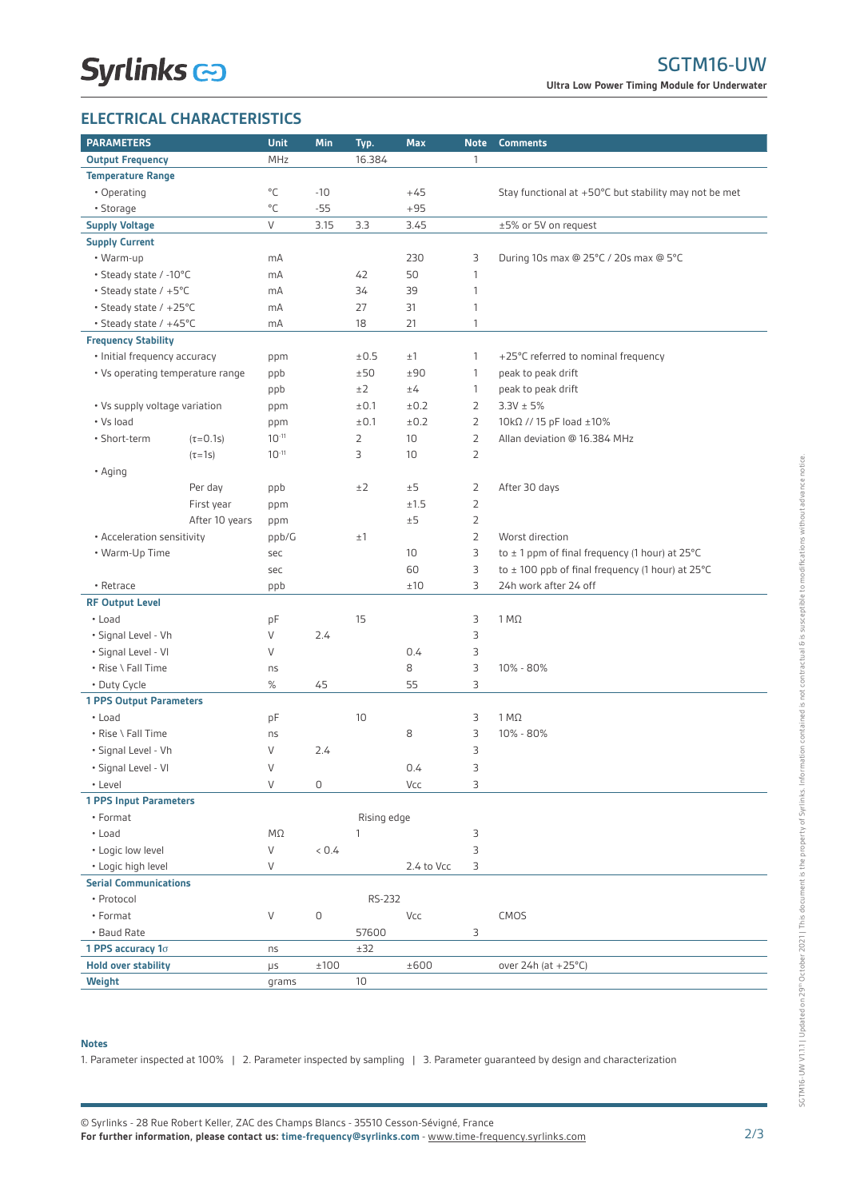## ELECTRICAL CHARACTERISTICS

| PARAMETERS | | Unit | Min | Typ. | Max | Note | Comments |
|---|---|---|---|---|---|---|---|
| **Output Frequency** | | MHz | | 16.384 | | 1 | |
| **Temperature Range** | | | | | | | |
| • Operating | | °C | -10 | | +45 | | Stay functional at +50°C but stability may not be met |
| • Storage | | °C | -55 | | +95 | | |
| **Supply Voltage** | | V | 3.15 | 3.3 | 3.45 | | ±5% or 5V on request |
| **Supply Current** | | | | | | | |
| • Warm-up | | mA | | | 230 | 3 | During 10s max @ 25°C / 20s max @ 5°C |
| • Steady state / -10°C | | mA | | 42 | 50 | 1 | |
| • Steady state / +5°C | | mA | | 34 | 39 | 1 | |
| • Steady state / +25°C | | mA | | 27 | 31 | 1 | |
| • Steady state / +45°C | | mA | | 18 | 21 | 1 | |
| **Frequency Stability** | | | | | | | |
| • Initial frequency accuracy | | ppm | | ±0.5 | ±1 | 1 | +25°C referred to nominal frequency |
| • Vs operating temperature range | | ppb | | ±50 | ±90 | 1 | peak to peak drift |
| | | ppb | | ±2 | ±4 | 1 | peak to peak drift |
| • Vs supply voltage variation | | ppm | | ±0.1 | ±0.2 | 2 | 3.3V ± 5% |
| • Vs load | | ppm | | ±0.1 | ±0.2 | 2 | 10kΩ // 15 pF load ±10% |
| • Short-term | (τ=0.1s) | $10^{-11}$ | | 2 | 10 | 2 | Allan deviation @ 16.384 MHz |
| | (τ=1s) | $10^{-11}$ | | 3 | 10 | 2 | |
| • Aging | | | | | | | |
| | Per day | ppb | | ±2 | ±5 | 2 | After 30 days |
| | First year | ppm | | | ±1.5 | 2 | |
| | After 10 years | ppm | | | ±5 | 2 | |
| • Acceleration sensitivity | | ppb/G | | ±1 | | 2 | Worst direction |
| • Warm-Up Time | | sec | | | 10 | 3 | to ± 1 ppm of final frequency (1 hour) at 25°C |
| | | sec | | | 60 | 3 | to ± 100 ppb of final frequency (1 hour) at 25°C |
| • Retrace | | ppb | | | ±10 | 3 | 24h work after 24 off |
| **RF Output Level** | | | | | | | |
| • Load | | pF | | 15 | | 3 | 1 MΩ |
| • Signal Level - Vh | | V | 2.4 | | | 3 | |
| • Signal Level - Vl | | V | | | 0.4 | 3 | |
| • Rise \ Fall Time | | ns | | | 8 | 3 | 10% - 80% |
| • Duty Cycle | | % | 45 | | 55 | 3 | |
| **1 PPS Output Parameters** | | | | | | | |
| • Load | | pF | | 10 | | 3 | 1 MΩ |
| • Rise \ Fall Time | | ns | | | 8 | 3 | 10% - 80% |
| • Signal Level - Vh | | V | 2.4 | | | 3 | |
| • Signal Level - Vl | | V | | | 0.4 | 3 | |
| • Level | | V | 0 | | Vcc | 3 | |
| **1 PPS Input Parameters** | | | | | | | |
| • Format | | | | Rising edge | | | |
| • Load | | MΩ | | 1 | | 3 | |
| • Logic low level | | V | < 0.4 | | | 3 | |
| • Logic high level | | V | | | 2.4 to Vcc | 3 | |
| **Serial Communications** | | | | | | | |
| • Protocol | | | | RS-232 | | | |
| • Format | | V | 0 | | Vcc | | CMOS |
| • Baud Rate | | | | 57600 | | 3 | |
| **1 PPS accuracy 1σ** | | ns | | ±32 | | | |
| **Hold over stability** | | µs | ±100 | | ±600 | | over 24h (at +25°C) |
| **Weight** | | grams | | 10 | | | |

**Notes**

1. Parameter inspected at 100% | 2. Parameter inspected by sampling | 3. Parameter guaranteed by design and characterization

© Syrlinks - 28 Rue Robert Keller, ZAC des Champs Blancs - 35510 Cesson-Sévigné, France
**For further information, please contact us: time-frequency@syrlinks.com** - www.time-frequency.syrlinks.com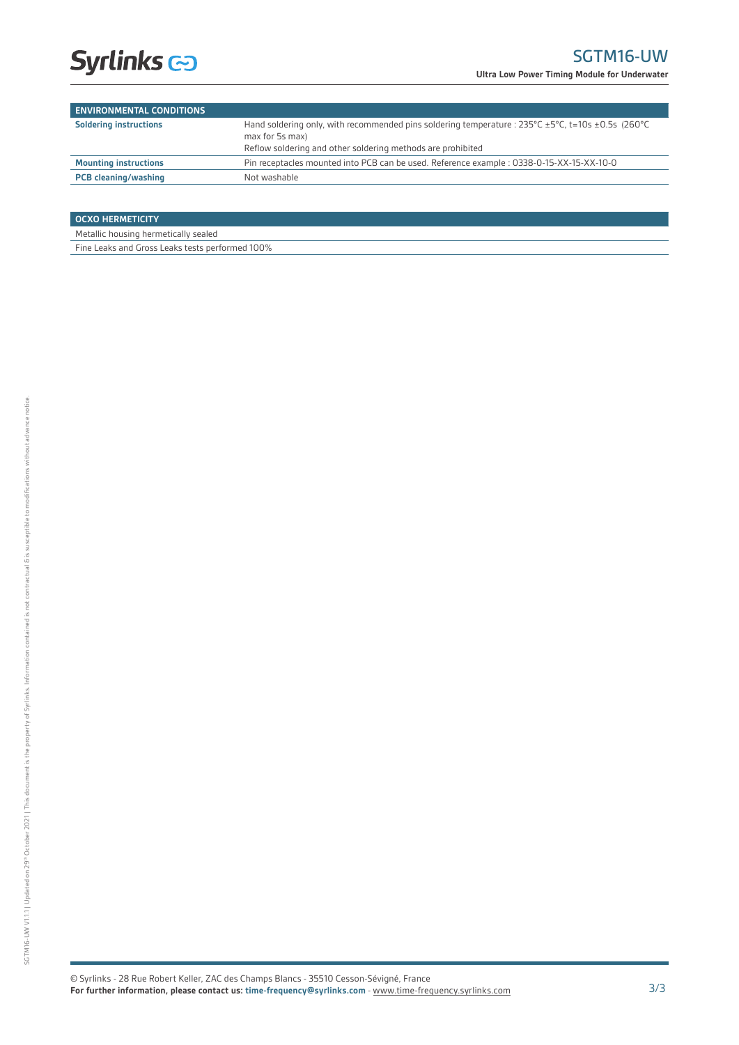| ENVIRONMENTAL CONDITIONS | |
|---|---|
| **Soldering instructions** | Hand soldering only, with recommended pins soldering temperature : 235°C ±5°C, t=10s ±0.5s (260°C max for 5s max)<br>Reflow soldering and other soldering methods are prohibited |
| **Mounting instructions** | Pin receptacles mounted into PCB can be used. Reference example : 0338-0-15-XX-15-XX-10-0 |
| **PCB cleaning/washing** | Not washable |

| OCXO HERMETICITY |
|---|
| Metallic housing hermetically sealed |
| Fine Leaks and Gross Leaks tests performed 100% |